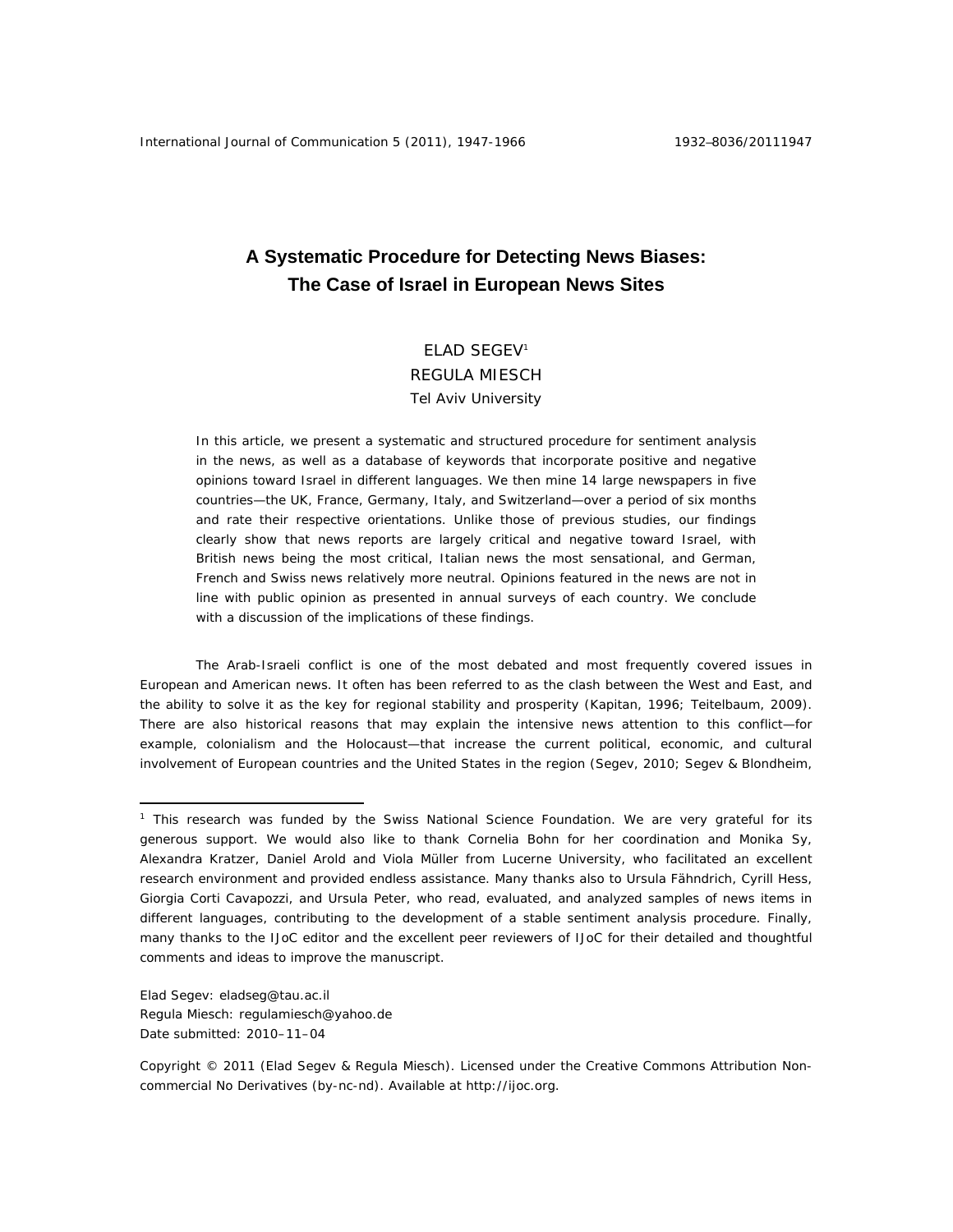# A Systematic Procedure for Detecting News Biases: The Case of Israel in European News Sites

ELAD SEGEV[1]

REGULA MIESCH

Tel Aviv University

In this article, we present a systematic and structured procedure for sentiment analysis in the news, as well as a database of keywords that incorporate positive and negative opinions toward Israel in different languages. We then mine 14 large newspapers in five countries—the UK, France, Germany, Italy, and Switzerland—over a period of six months and rate their respective orientations. Unlike those of previous studies, our findings clearly show that news reports are largely critical and negative toward Israel, with British news being the most critical, Italian news the most sensational, and German, French and Swiss news relatively more neutral. Opinions featured in the news are not in line with public opinion as presented in annual surveys of each country. We conclude with a discussion of the implications of these findings.

The Arab-Israeli conflict is one of the most debated and most frequently covered issues in European and American news. It often has been referred to as the clash between the West and East, and the ability to solve it as the key for regional stability and prosperity (Kapitan, 1996; Teitelbaum, 2009). There are also historical reasons that may explain the intensive news attention to this conflict—for example, colonialism and the Holocaust—that increase the current political, economic, and cultural involvement of European countries and the United States in the region (Segev, 2010; Segev & Blondheim,

[1] This research was funded by the Swiss National Science Foundation. We are very grateful for its generous support. We would also like to thank Cornelia Bohn for her coordination and Monika Sy, Alexandra Kratzer, Daniel Arold and Viola Müller from Lucerne University, who facilitated an excellent research environment and provided endless assistance. Many thanks also to Ursula Fähndrich, Cyrill Hess, Giorgia Corti Cavapozzi, and Ursula Peter, who read, evaluated, and analyzed samples of news items in different languages, contributing to the development of a stable sentiment analysis procedure. Finally, many thanks to the IJoC editor and the excellent peer reviewers of IJoC for their detailed and thoughtful comments and ideas to improve the manuscript.

Elad Segev: eladseg@tau.ac.il
Regula Miesch: regulamiesch@yahoo.de
Date submitted: 2010–11–04

Copyright © 2011 (Elad Segev & Regula Miesch). Licensed under the Creative Commons Attribution Non-commercial No Derivatives (by-nc-nd). Available at http://ijoc.org.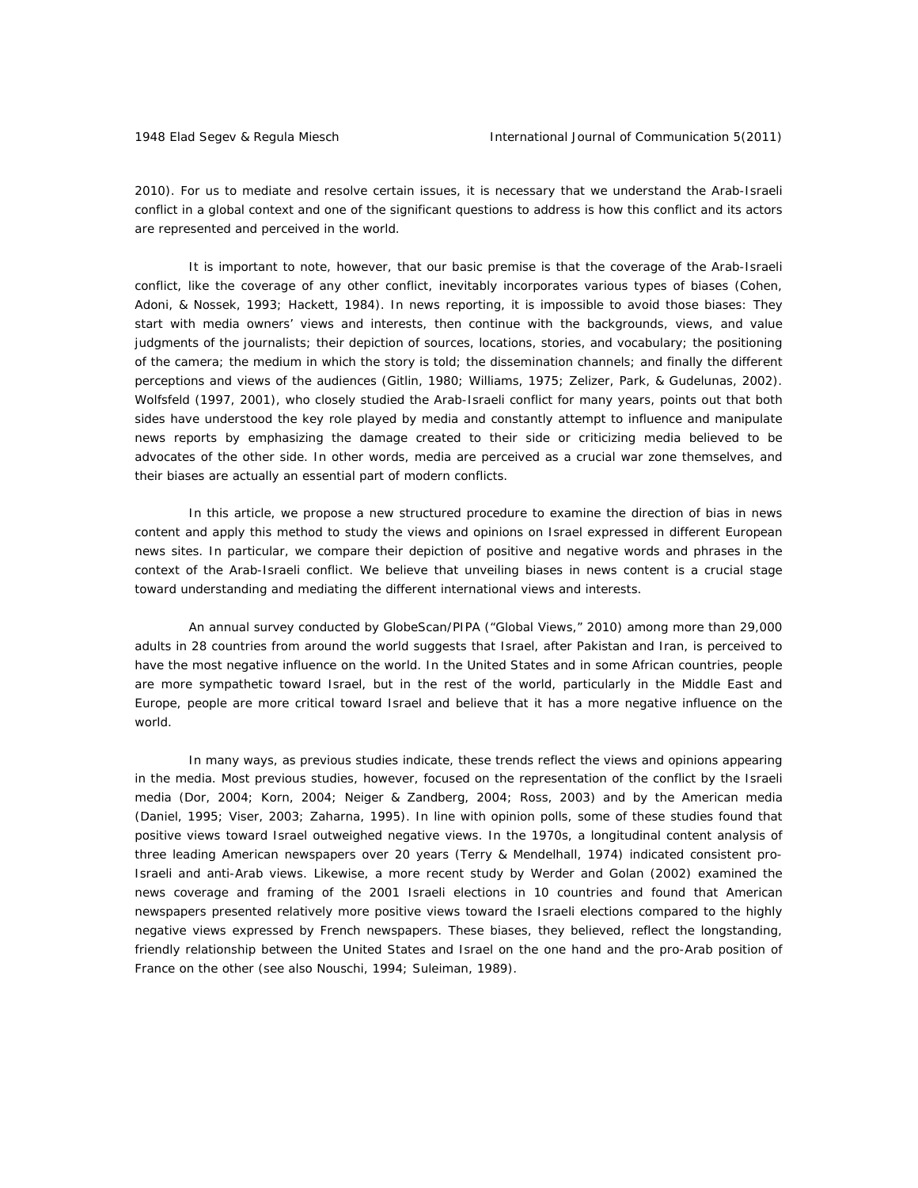2010). For us to mediate and resolve certain issues, it is necessary that we understand the Arab-Israeli conflict in a global context and one of the significant questions to address is how this conflict and its actors are represented and perceived in the world.

It is important to note, however, that our basic premise is that the coverage of the Arab-Israeli conflict, like the coverage of any other conflict, inevitably incorporates various types of biases (Cohen, Adoni, & Nossek, 1993; Hackett, 1984). In news reporting, it is impossible to avoid those biases: They start with media owners' views and interests, then continue with the backgrounds, views, and value judgments of the journalists; their depiction of sources, locations, stories, and vocabulary; the positioning of the camera; the medium in which the story is told; the dissemination channels; and finally the different perceptions and views of the audiences (Gitlin, 1980; Williams, 1975; Zelizer, Park, & Gudelunas, 2002). Wolfsfeld (1997, 2001), who closely studied the Arab-Israeli conflict for many years, points out that both sides have understood the key role played by media and constantly attempt to influence and manipulate news reports by emphasizing the damage created to their side or criticizing media believed to be advocates of the other side. In other words, media are perceived as a crucial war zone themselves, and their biases are actually an essential part of modern conflicts.

In this article, we propose a new structured procedure to examine the direction of bias in news content and apply this method to study the views and opinions on Israel expressed in different European news sites. In particular, we compare their depiction of positive and negative words and phrases in the context of the Arab-Israeli conflict. We believe that unveiling biases in news content is a crucial stage toward understanding and mediating the different international views and interests.

An annual survey conducted by GlobeScan/PIPA ("Global Views," 2010) among more than 29,000 adults in 28 countries from around the world suggests that Israel, after Pakistan and Iran, is perceived to have the most negative influence on the world. In the United States and in some African countries, people are more sympathetic toward Israel, but in the rest of the world, particularly in the Middle East and Europe, people are more critical toward Israel and believe that it has a more negative influence on the world.

In many ways, as previous studies indicate, these trends reflect the views and opinions appearing in the media. Most previous studies, however, focused on the representation of the conflict by the Israeli media (Dor, 2004; Korn, 2004; Neiger & Zandberg, 2004; Ross, 2003) and by the American media (Daniel, 1995; Viser, 2003; Zaharna, 1995). In line with opinion polls, some of these studies found that positive views toward Israel outweighed negative views. In the 1970s, a longitudinal content analysis of three leading American newspapers over 20 years (Terry & Mendelhall, 1974) indicated consistent pro-Israeli and anti-Arab views. Likewise, a more recent study by Werder and Golan (2002) examined the news coverage and framing of the 2001 Israeli elections in 10 countries and found that American newspapers presented relatively more positive views toward the Israeli elections compared to the highly negative views expressed by French newspapers. These biases, they believed, reflect the longstanding, friendly relationship between the United States and Israel on the one hand and the pro-Arab position of France on the other (see also Nouschi, 1994; Suleiman, 1989).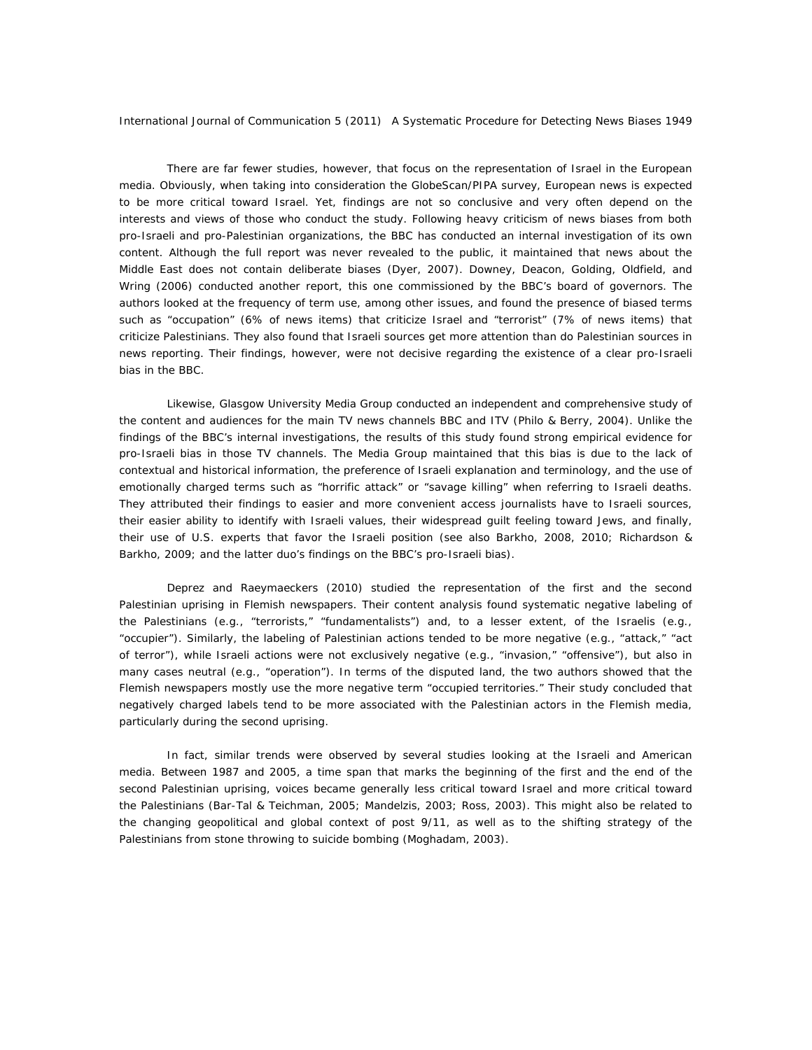There are far fewer studies, however, that focus on the representation of Israel in the European media. Obviously, when taking into consideration the GlobeScan/PIPA survey, European news is expected to be more critical toward Israel. Yet, findings are not so conclusive and very often depend on the interests and views of those who conduct the study. Following heavy criticism of news biases from both pro-Israeli and pro-Palestinian organizations, the BBC has conducted an internal investigation of its own content. Although the full report was never revealed to the public, it maintained that news about the Middle East does not contain deliberate biases (Dyer, 2007). Downey, Deacon, Golding, Oldfield, and Wring (2006) conducted another report, this one commissioned by the BBC's board of governors. The authors looked at the frequency of term use, among other issues, and found the presence of biased terms such as "occupation" (6% of news items) that criticize Israel and "terrorist" (7% of news items) that criticize Palestinians. They also found that Israeli sources get more attention than do Palestinian sources in news reporting. Their findings, however, were not decisive regarding the existence of a clear pro-Israeli bias in the BBC.

Likewise, Glasgow University Media Group conducted an independent and comprehensive study of the content and audiences for the main TV news channels BBC and ITV (Philo & Berry, 2004). Unlike the findings of the BBC's internal investigations, the results of this study found strong empirical evidence for pro-Israeli bias in those TV channels. The Media Group maintained that this bias is due to the lack of contextual and historical information, the preference of Israeli explanation and terminology, and the use of emotionally charged terms such as "horrific attack" or "savage killing" when referring to Israeli deaths. They attributed their findings to easier and more convenient access journalists have to Israeli sources, their easier ability to identify with Israeli values, their widespread guilt feeling toward Jews, and finally, their use of U.S. experts that favor the Israeli position (see also Barkho, 2008, 2010; Richardson & Barkho, 2009; and the latter duo's findings on the BBC's pro-Israeli bias).

Deprez and Raeymaeckers (2010) studied the representation of the first and the second Palestinian uprising in Flemish newspapers. Their content analysis found systematic negative labeling of the Palestinians (e.g., "terrorists," "fundamentalists") and, to a lesser extent, of the Israelis (e.g., "occupier"). Similarly, the labeling of Palestinian actions tended to be more negative (e.g., "attack," "act of terror"), while Israeli actions were not exclusively negative (e.g., "invasion," "offensive"), but also in many cases neutral (e.g., "operation"). In terms of the disputed land, the two authors showed that the Flemish newspapers mostly use the more negative term "occupied territories." Their study concluded that negatively charged labels tend to be more associated with the Palestinian actors in the Flemish media, particularly during the second uprising.

In fact, similar trends were observed by several studies looking at the Israeli and American media. Between 1987 and 2005, a time span that marks the beginning of the first and the end of the second Palestinian uprising, voices became generally less critical toward Israel and more critical toward the Palestinians (Bar-Tal & Teichman, 2005; Mandelzis, 2003; Ross, 2003). This might also be related to the changing geopolitical and global context of post 9/11, as well as to the shifting strategy of the Palestinians from stone throwing to suicide bombing (Moghadam, 2003).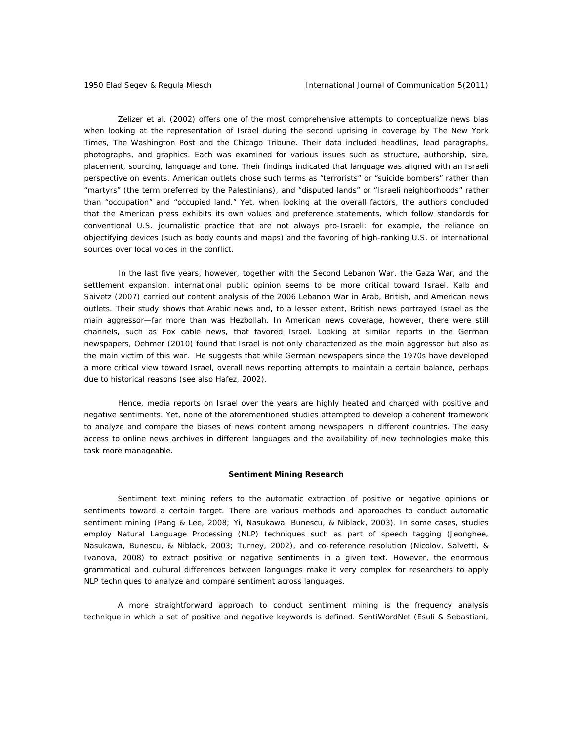Zelizer et al. (2002) offers one of the most comprehensive attempts to conceptualize news bias when looking at the representation of Israel during the second uprising in coverage by The New York Times, The Washington Post and the Chicago Tribune. Their data included headlines, lead paragraphs, photographs, and graphics. Each was examined for various issues such as structure, authorship, size, placement, sourcing, language and tone. Their findings indicated that language was aligned with an Israeli perspective on events. American outlets chose such terms as "terrorists" or "suicide bombers" rather than "martyrs" (the term preferred by the Palestinians), and "disputed lands" or "Israeli neighborhoods" rather than "occupation" and "occupied land." Yet, when looking at the overall factors, the authors concluded that the American press exhibits its own values and preference statements, which follow standards for conventional U.S. journalistic practice that are not always pro-Israeli: for example, the reliance on objectifying devices (such as body counts and maps) and the favoring of high-ranking U.S. or international sources over local voices in the conflict.

In the last five years, however, together with the Second Lebanon War, the Gaza War, and the settlement expansion, international public opinion seems to be more critical toward Israel. Kalb and Saivetz (2007) carried out content analysis of the 2006 Lebanon War in Arab, British, and American news outlets. Their study shows that Arabic news and, to a lesser extent, British news portrayed Israel as the main aggressor—far more than was Hezbollah. In American news coverage, however, there were still channels, such as Fox cable news, that favored Israel. Looking at similar reports in the German newspapers, Oehmer (2010) found that Israel is not only characterized as the main aggressor but also as the main victim of this war. He suggests that while German newspapers since the 1970s have developed a more critical view toward Israel, overall news reporting attempts to maintain a certain balance, perhaps due to historical reasons (see also Hafez, 2002).

Hence, media reports on Israel over the years are highly heated and charged with positive and negative sentiments. Yet, none of the aforementioned studies attempted to develop a coherent framework to analyze and compare the biases of news content among newspapers in different countries. The easy access to online news archives in different languages and the availability of new technologies make this task more manageable.

## Sentiment Mining Research

Sentiment text mining refers to the automatic extraction of positive or negative opinions or sentiments toward a certain target. There are various methods and approaches to conduct automatic sentiment mining (Pang & Lee, 2008; Yi, Nasukawa, Bunescu, & Niblack, 2003). In some cases, studies employ Natural Language Processing (NLP) techniques such as part of speech tagging (Jeonghee, Nasukawa, Bunescu, & Niblack, 2003; Turney, 2002), and co-reference resolution (Nicolov, Salvetti, & Ivanova, 2008) to extract positive or negative sentiments in a given text. However, the enormous grammatical and cultural differences between languages make it very complex for researchers to apply NLP techniques to analyze and compare sentiment across languages.

A more straightforward approach to conduct sentiment mining is the frequency analysis technique in which a set of positive and negative keywords is defined. SentiWordNet (Esuli & Sebastiani,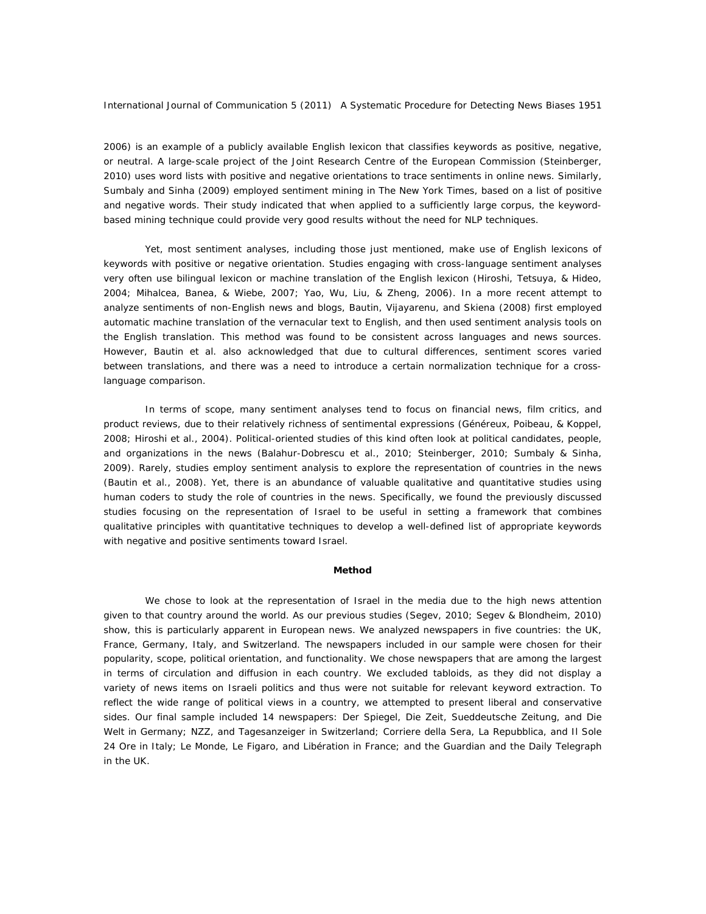2006) is an example of a publicly available English lexicon that classifies keywords as positive, negative, or neutral. A large-scale project of the Joint Research Centre of the European Commission (Steinberger, 2010) uses word lists with positive and negative orientations to trace sentiments in online news. Similarly, Sumbaly and Sinha (2009) employed sentiment mining in The New York Times, based on a list of positive and negative words. Their study indicated that when applied to a sufficiently large corpus, the keyword-based mining technique could provide very good results without the need for NLP techniques.

Yet, most sentiment analyses, including those just mentioned, make use of English lexicons of keywords with positive or negative orientation. Studies engaging with cross-language sentiment analyses very often use bilingual lexicon or machine translation of the English lexicon (Hiroshi, Tetsuya, & Hideo, 2004; Mihalcea, Banea, & Wiebe, 2007; Yao, Wu, Liu, & Zheng, 2006). In a more recent attempt to analyze sentiments of non-English news and blogs, Bautin, Vijayarenu, and Skiena (2008) first employed automatic machine translation of the vernacular text to English, and then used sentiment analysis tools on the English translation. This method was found to be consistent across languages and news sources. However, Bautin et al. also acknowledged that due to cultural differences, sentiment scores varied between translations, and there was a need to introduce a certain normalization technique for a cross-language comparison.

In terms of scope, many sentiment analyses tend to focus on financial news, film critics, and product reviews, due to their relatively richness of sentimental expressions (Généreux, Poibeau, & Koppel, 2008; Hiroshi et al., 2004). Political-oriented studies of this kind often look at political candidates, people, and organizations in the news (Balahur-Dobrescu et al., 2010; Steinberger, 2010; Sumbaly & Sinha, 2009). Rarely, studies employ sentiment analysis to explore the representation of countries in the news (Bautin et al., 2008). Yet, there is an abundance of valuable qualitative and quantitative studies using human coders to study the role of countries in the news. Specifically, we found the previously discussed studies focusing on the representation of Israel to be useful in setting a framework that combines qualitative principles with quantitative techniques to develop a well-defined list of appropriate keywords with negative and positive sentiments toward Israel.

## Method

We chose to look at the representation of Israel in the media due to the high news attention given to that country around the world. As our previous studies (Segev, 2010; Segev & Blondheim, 2010) show, this is particularly apparent in European news. We analyzed newspapers in five countries: the UK, France, Germany, Italy, and Switzerland. The newspapers included in our sample were chosen for their popularity, scope, political orientation, and functionality. We chose newspapers that are among the largest in terms of circulation and diffusion in each country. We excluded tabloids, as they did not display a variety of news items on Israeli politics and thus were not suitable for relevant keyword extraction. To reflect the wide range of political views in a country, we attempted to present liberal and conservative sides. Our final sample included 14 newspapers: Der Spiegel, Die Zeit, Sueddeutsche Zeitung, and Die Welt in Germany; NZZ, and Tagesanzeiger in Switzerland; Corriere della Sera, La Repubblica, and Il Sole 24 Ore in Italy; Le Monde, Le Figaro, and Libération in France; and the Guardian and the Daily Telegraph in the UK.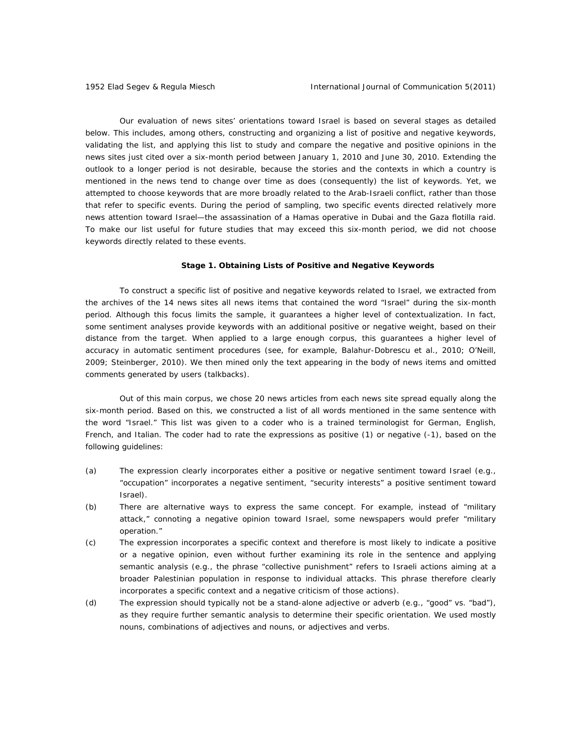Our evaluation of news sites' orientations toward Israel is based on several stages as detailed below. This includes, among others, constructing and organizing a list of positive and negative keywords, validating the list, and applying this list to study and compare the negative and positive opinions in the news sites just cited over a six-month period between January 1, 2010 and June 30, 2010. Extending the outlook to a longer period is not desirable, because the stories and the contexts in which a country is mentioned in the news tend to change over time as does (consequently) the list of keywords. Yet, we attempted to choose keywords that are more broadly related to the Arab-Israeli conflict, rather than those that refer to specific events. During the period of sampling, two specific events directed relatively more news attention toward Israel—the assassination of a Hamas operative in Dubai and the Gaza flotilla raid. To make our list useful for future studies that may exceed this six-month period, we did not choose keywords directly related to these events.

### Stage 1. Obtaining Lists of Positive and Negative Keywords

To construct a specific list of positive and negative keywords related to Israel, we extracted from the archives of the 14 news sites all news items that contained the word "Israel" during the six-month period. Although this focus limits the sample, it guarantees a higher level of contextualization. In fact, some sentiment analyses provide keywords with an additional positive or negative weight, based on their distance from the target. When applied to a large enough corpus, this guarantees a higher level of accuracy in automatic sentiment procedures (see, for example, Balahur-Dobrescu et al., 2010; O'Neill, 2009; Steinberger, 2010). We then mined only the text appearing in the body of news items and omitted comments generated by users (talkbacks).

Out of this main corpus, we chose 20 news articles from each news site spread equally along the six-month period. Based on this, we constructed a list of all words mentioned in the same sentence with the word "Israel." This list was given to a coder who is a trained terminologist for German, English, French, and Italian. The coder had to rate the expressions as positive (1) or negative (-1), based on the following guidelines:

(a) The expression clearly incorporates either a positive or negative sentiment toward Israel (e.g., "occupation" incorporates a negative sentiment, "security interests" a positive sentiment toward Israel).

(b) There are alternative ways to express the same concept. For example, instead of "military attack," connoting a negative opinion toward Israel, some newspapers would prefer "military operation."

(c) The expression incorporates a specific context and therefore is most likely to indicate a positive or a negative opinion, even without further examining its role in the sentence and applying semantic analysis (e.g., the phrase "collective punishment" refers to Israeli actions aiming at a broader Palestinian population in response to individual attacks. This phrase therefore clearly incorporates a specific context and a negative criticism of those actions).

(d) The expression should typically not be a stand-alone adjective or adverb (e.g., "good" vs. "bad"), as they require further semantic analysis to determine their specific orientation. We used mostly nouns, combinations of adjectives and nouns, or adjectives and verbs.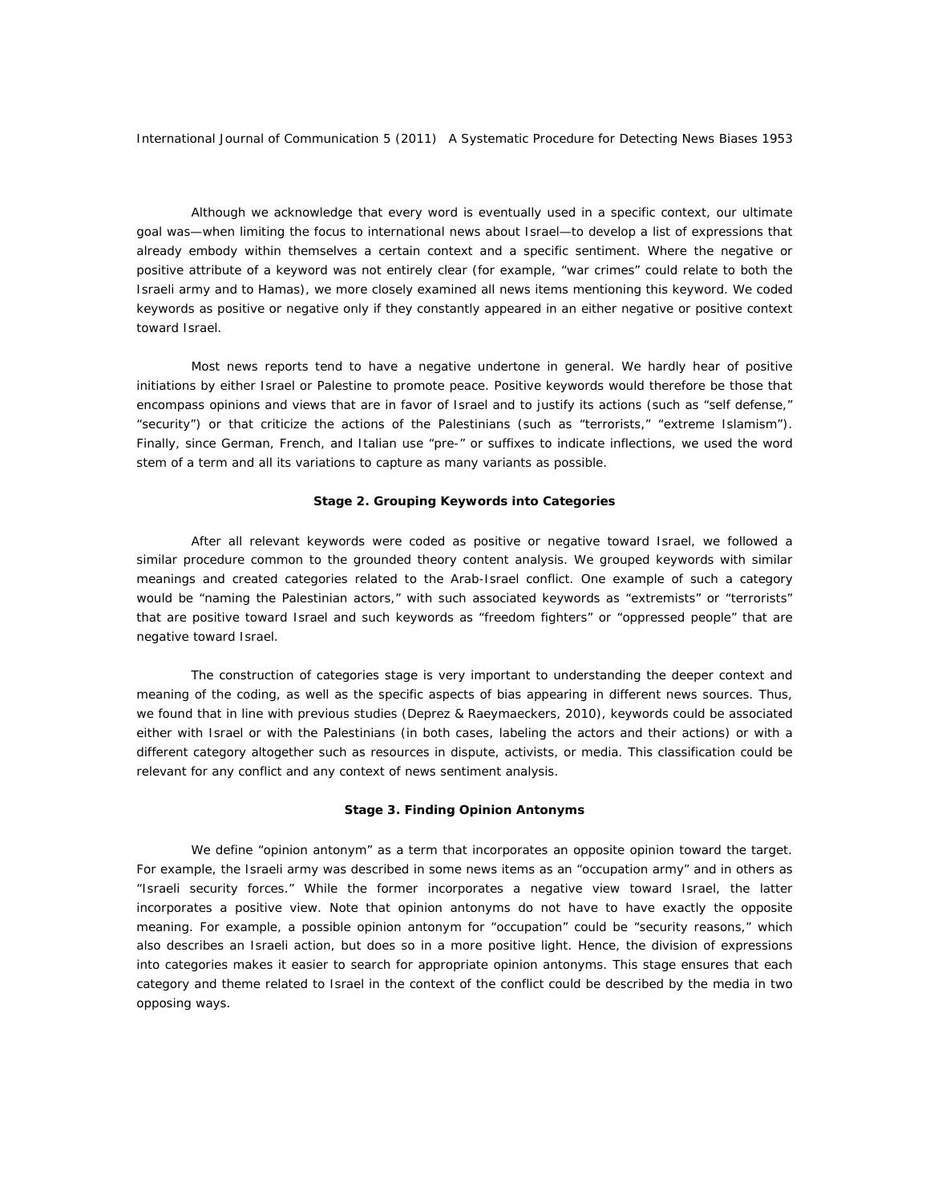Although we acknowledge that every word is eventually used in a specific context, our ultimate goal was—when limiting the focus to international news about Israel—to develop a list of expressions that already embody within themselves a certain context and a specific sentiment. Where the negative or positive attribute of a keyword was not entirely clear (for example, "war crimes" could relate to both the Israeli army and to Hamas), we more closely examined all news items mentioning this keyword. We coded keywords as positive or negative only if they constantly appeared in an either negative or positive context toward Israel.

Most news reports tend to have a negative undertone in general. We hardly hear of positive initiations by either Israel or Palestine to promote peace. Positive keywords would therefore be those that encompass opinions and views that are in favor of Israel and to justify its actions (such as "self defense," "security") or that criticize the actions of the Palestinians (such as "terrorists," "extreme Islamism"). Finally, since German, French, and Italian use "pre-" or suffixes to indicate inflections, we used the word stem of a term and all its variations to capture as many variants as possible.

### Stage 2. Grouping Keywords into Categories

After all relevant keywords were coded as positive or negative toward Israel, we followed a similar procedure common to the grounded theory content analysis. We grouped keywords with similar meanings and created categories related to the Arab-Israel conflict. One example of such a category would be "naming the Palestinian actors," with such associated keywords as "extremists" or "terrorists" that are positive toward Israel and such keywords as "freedom fighters" or "oppressed people" that are negative toward Israel.

The construction of categories stage is very important to understanding the deeper context and meaning of the coding, as well as the specific aspects of bias appearing in different news sources. Thus, we found that in line with previous studies (Deprez & Raeymaeckers, 2010), keywords could be associated either with Israel or with the Palestinians (in both cases, labeling the actors and their actions) or with a different category altogether such as resources in dispute, activists, or media. This classification could be relevant for any conflict and any context of news sentiment analysis.

### Stage 3. Finding Opinion Antonyms

We define "opinion antonym" as a term that incorporates an opposite opinion toward the target. For example, the Israeli army was described in some news items as an "occupation army" and in others as "Israeli security forces." While the former incorporates a negative view toward Israel, the latter incorporates a positive view. Note that opinion antonyms do not have to have exactly the opposite meaning. For example, a possible opinion antonym for "occupation" could be "security reasons," which also describes an Israeli action, but does so in a more positive light. Hence, the division of expressions into categories makes it easier to search for appropriate opinion antonyms. This stage ensures that each category and theme related to Israel in the context of the conflict could be described by the media in two opposing ways.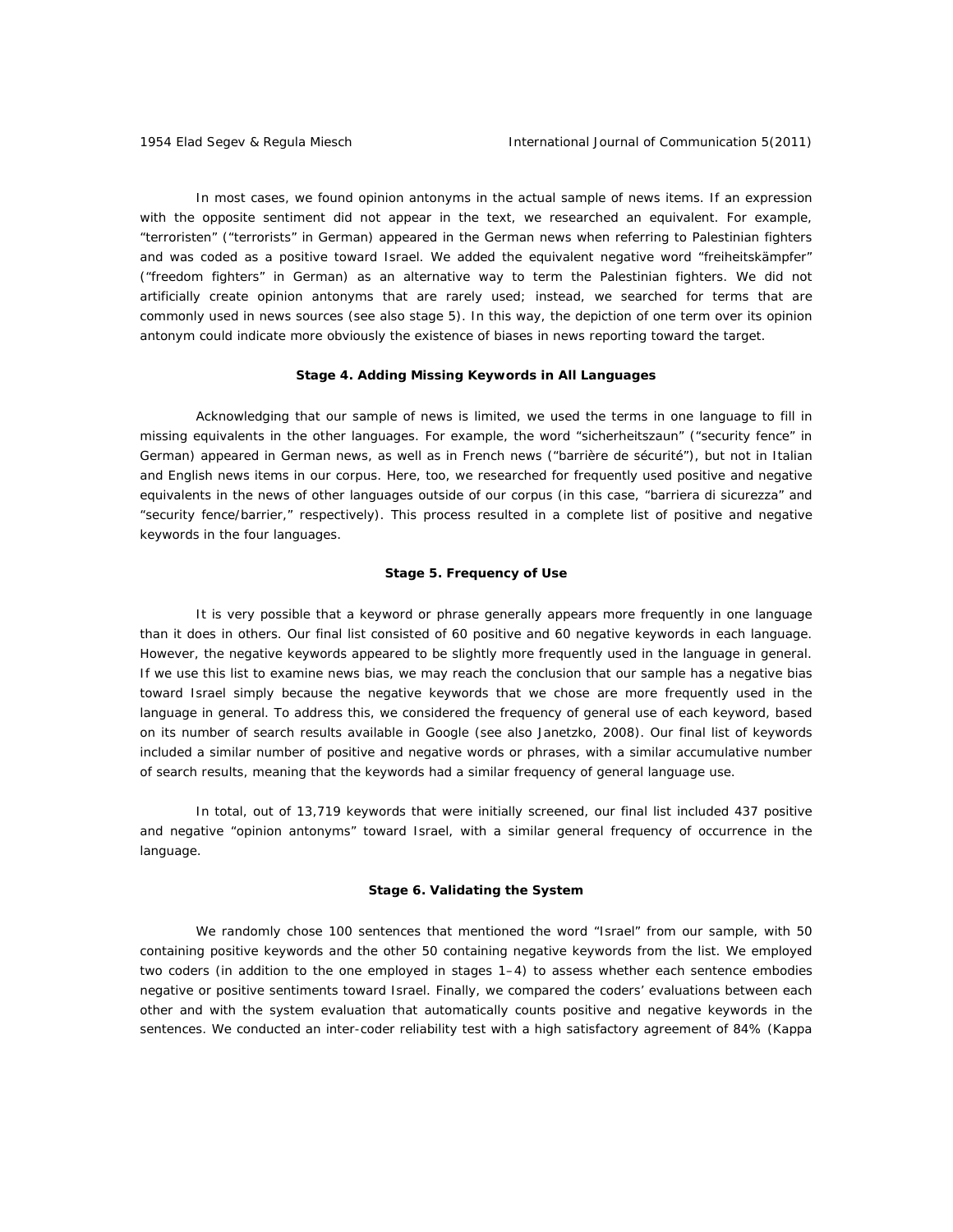In most cases, we found opinion antonyms in the actual sample of news items. If an expression with the opposite sentiment did not appear in the text, we researched an equivalent. For example, "terroristen" ("terrorists" in German) appeared in the German news when referring to Palestinian fighters and was coded as a positive toward Israel. We added the equivalent negative word "freiheitskämpfer" ("freedom fighters" in German) as an alternative way to term the Palestinian fighters. We did not artificially create opinion antonyms that are rarely used; instead, we searched for terms that are commonly used in news sources (see also stage 5). In this way, the depiction of one term over its opinion antonym could indicate more obviously the existence of biases in news reporting toward the target.

**Stage 4. Adding Missing Keywords in All Languages**

Acknowledging that our sample of news is limited, we used the terms in one language to fill in missing equivalents in the other languages. For example, the word "sicherheitszaun" ("security fence" in German) appeared in German news, as well as in French news ("barrière de sécurité"), but not in Italian and English news items in our corpus. Here, too, we researched for frequently used positive and negative equivalents in the news of other languages outside of our corpus (in this case, "barriera di sicurezza" and "security fence/barrier," respectively). This process resulted in a complete list of positive and negative keywords in the four languages.

**Stage 5. Frequency of Use**

It is very possible that a keyword or phrase generally appears more frequently in one language than it does in others. Our final list consisted of 60 positive and 60 negative keywords in each language. However, the negative keywords appeared to be slightly more frequently used in the language in general. If we use this list to examine news bias, we may reach the conclusion that our sample has a negative bias toward Israel simply because the negative keywords that we chose are more frequently used in the language in general. To address this, we considered the frequency of general use of each keyword, based on its number of search results available in Google (see also Janetzko, 2008). Our final list of keywords included a similar number of positive and negative words or phrases, with a similar accumulative number of search results, meaning that the keywords had a similar frequency of general language use.

In total, out of 13,719 keywords that were initially screened, our final list included 437 positive and negative "opinion antonyms" toward Israel, with a similar general frequency of occurrence in the language.

**Stage 6. Validating the System**

We randomly chose 100 sentences that mentioned the word "Israel" from our sample, with 50 containing positive keywords and the other 50 containing negative keywords from the list. We employed two coders (in addition to the one employed in stages 1–4) to assess whether each sentence embodies negative or positive sentiments toward Israel. Finally, we compared the coders' evaluations between each other and with the system evaluation that automatically counts positive and negative keywords in the sentences. We conducted an inter-coder reliability test with a high satisfactory agreement of 84% (Kappa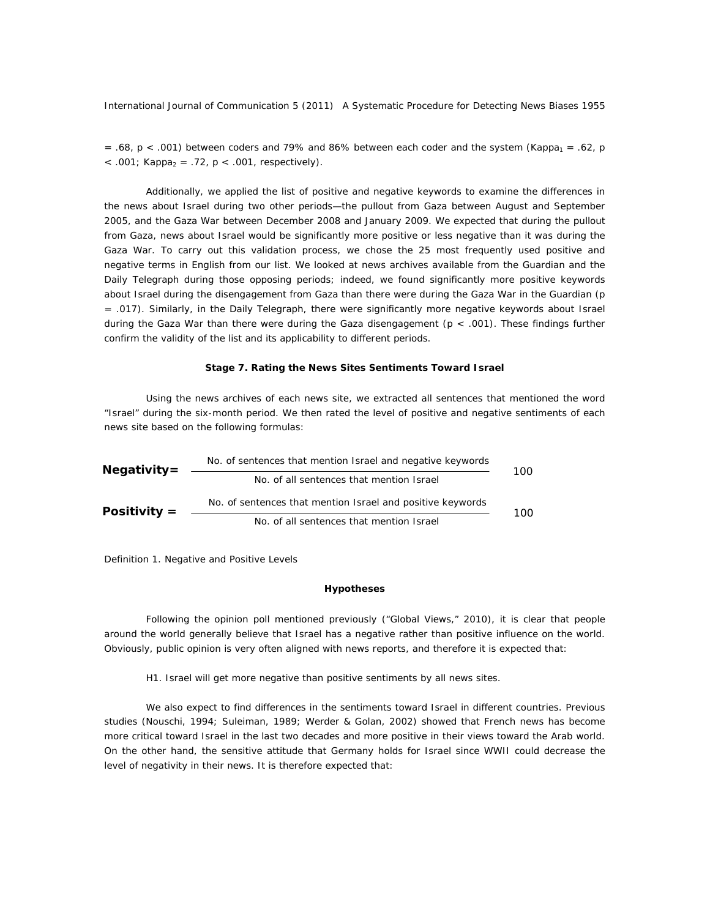= .68, $p < .001$) between coders and 79% and 86% between each coder and the system ($Kappa_1 = .62$, $p < .001$; $Kappa_2 = .72$, $p < .001$, respectively).

Additionally, we applied the list of positive and negative keywords to examine the differences in the news about Israel during two other periods—the pullout from Gaza between August and September 2005, and the Gaza War between December 2008 and January 2009. We expected that during the pullout from Gaza, news about Israel would be significantly more positive or less negative than it was during the Gaza War. To carry out this validation process, we chose the 25 most frequently used positive and negative terms in English from our list. We looked at news archives available from the Guardian and the Daily Telegraph during those opposing periods; indeed, we found significantly more positive keywords about Israel during the disengagement from Gaza than there were during the Gaza War in the Guardian ($p = .017$). Similarly, in the Daily Telegraph, there were significantly more negative keywords about Israel during the Gaza War than there were during the Gaza disengagement ($p < .001$). These findings further confirm the validity of the list and its applicability to different periods.

### Stage 7. Rating the News Sites Sentiments Toward Israel

Using the news archives of each news site, we extracted all sentences that mentioned the word "Israel" during the six-month period. We then rated the level of positive and negative sentiments of each news site based on the following formulas:

$$\textbf{Negativity} = \frac{\text{No. of sentences that mention Israel and negative keywords}}{\text{No. of all sentences that mention Israel}} \quad 100$$

$$\textbf{Positivity} = \frac{\text{No. of sentences that mention Israel and positive keywords}}{\text{No. of all sentences that mention Israel}} \quad 100$$

*Definition 1. Negative and Positive Levels*

### Hypotheses

Following the opinion poll mentioned previously ("Global Views," 2010), it is clear that people around the world generally believe that Israel has a negative rather than positive influence on the world. Obviously, public opinion is very often aligned with news reports, and therefore it is expected that:

*H1. Israel will get more negative than positive sentiments by all news sites.*

We also expect to find differences in the sentiments toward Israel in different countries. Previous studies (Nouschi, 1994; Suleiman, 1989; Werder & Golan, 2002) showed that French news has become more critical toward Israel in the last two decades and more positive in their views toward the Arab world. On the other hand, the sensitive attitude that Germany holds for Israel since WWII could decrease the level of negativity in their news. It is therefore expected that: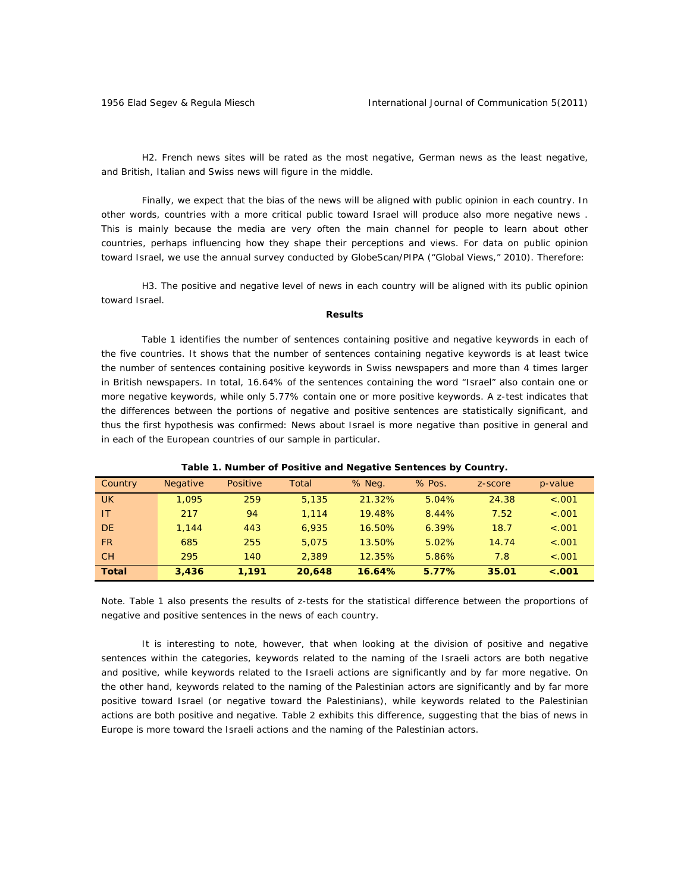H2. French news sites will be rated as the most negative, German news as the least negative, and British, Italian and Swiss news will figure in the middle.

Finally, we expect that the bias of the news will be aligned with public opinion in each country. In other words, countries with a more critical public toward Israel will produce also more negative news . This is mainly because the media are very often the main channel for people to learn about other countries, perhaps influencing how they shape their perceptions and views. For data on public opinion toward Israel, we use the annual survey conducted by GlobeScan/PIPA ("Global Views," 2010). Therefore:

H3. The positive and negative level of news in each country will be aligned with its public opinion toward Israel.

## Results

Table 1 identifies the number of sentences containing positive and negative keywords in each of the five countries. It shows that the number of sentences containing negative keywords is at least twice the number of sentences containing positive keywords in Swiss newspapers and more than 4 times larger in British newspapers. In total, 16.64% of the sentences containing the word "Israel" also contain one or more negative keywords, while only 5.77% contain one or more positive keywords. A *z*-test indicates that the differences between the portions of negative and positive sentences are statistically significant, and thus the first hypothesis was confirmed: News about Israel is more negative than positive in general and in each of the European countries of our sample in particular.

**Table 1. Number of Positive and Negative Sentences by Country.**

| Country | Negative | Positive | Total | % Neg. | % Pos. | z-score | p-value |
|---|---|---|---|---|---|---|---|
| UK | 1,095 | 259 | 5,135 | 21.32% | 5.04% | 24.38 | <.001 |
| IT | 217 | 94 | 1,114 | 19.48% | 8.44% | 7.52 | <.001 |
| DE | 1,144 | 443 | 6,935 | 16.50% | 6.39% | 18.7 | <.001 |
| FR | 685 | 255 | 5,075 | 13.50% | 5.02% | 14.74 | <.001 |
| CH | 295 | 140 | 2,389 | 12.35% | 5.86% | 7.8 | <.001 |
| **Total** | **3,436** | **1,191** | **20,648** | **16.64%** | **5.77%** | **35.01** | **<.001** |

*Note.* Table 1 also presents the results of *z*-tests for the statistical difference between the proportions of negative and positive sentences in the news of each country.

It is interesting to note, however, that when looking at the division of positive and negative sentences within the categories, keywords related to the naming of the Israeli actors are both negative and positive, while keywords related to the Israeli actions are significantly and by far more negative. On the other hand, keywords related to the naming of the Palestinian actors are significantly and by far more positive toward Israel (or negative toward the Palestinians), while keywords related to the Palestinian actions are both positive and negative. Table 2 exhibits this difference, suggesting that the bias of news in Europe is more toward the Israeli actions and the naming of the Palestinian actors.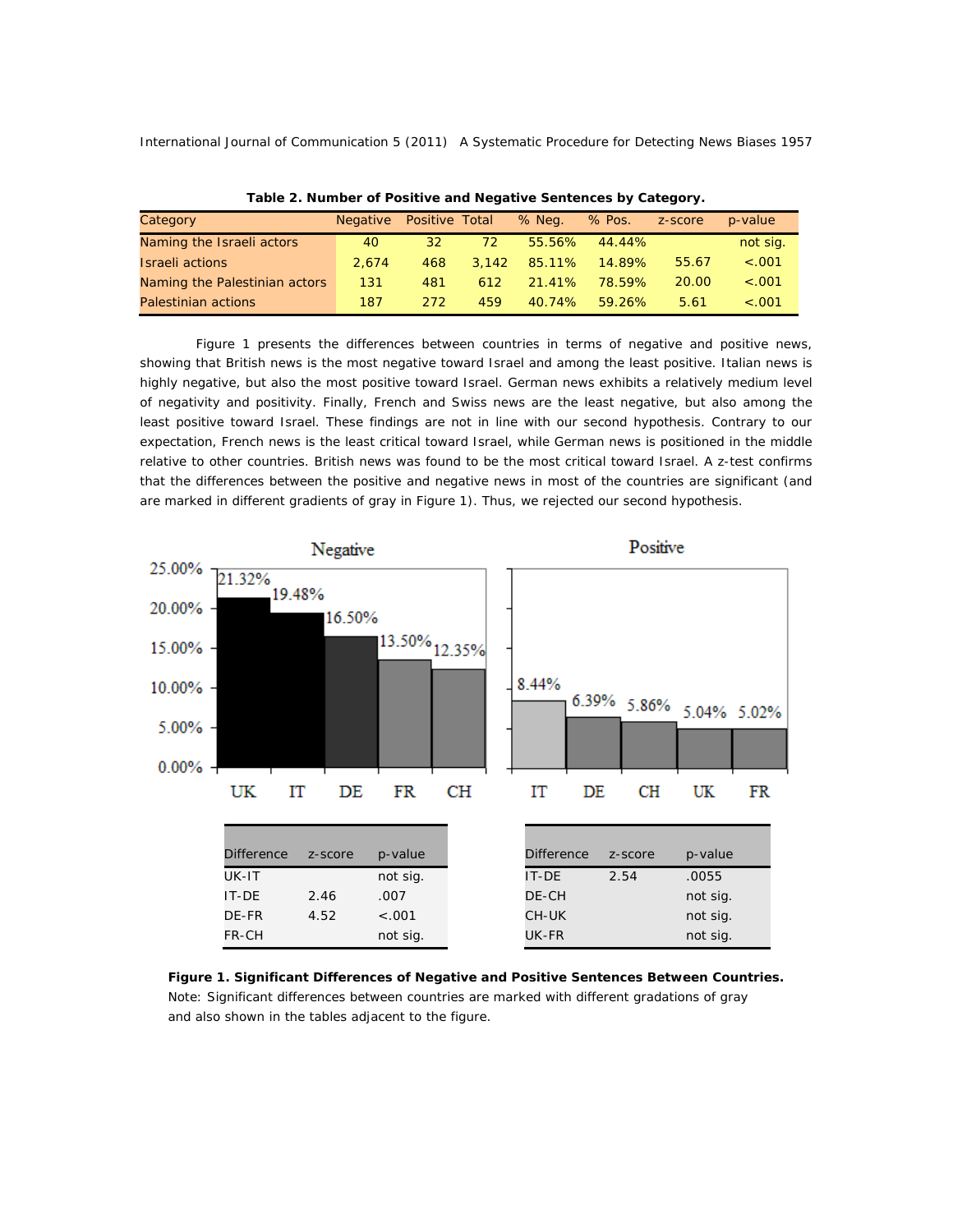**Table 2. Number of Positive and Negative Sentences by Category.**

| Category | Negative | Positive | Total | % Neg. | % Pos. | z-score | p-value |
|---|---|---|---|---|---|---|---|
| Naming the Israeli actors | 40 | 32 | 72 | 55.56% | 44.44% | | not sig. |
| Israeli actions | 2,674 | 468 | 3,142 | 85.11% | 14.89% | 55.67 | <.001 |
| Naming the Palestinian actors | 131 | 481 | 612 | 21.41% | 78.59% | 20.00 | <.001 |
| Palestinian actions | 187 | 272 | 459 | 40.74% | 59.26% | 5.61 | <.001 |

Figure 1 presents the differences between countries in terms of negative and positive news, showing that British news is the most negative toward Israel and among the least positive. Italian news is highly negative, but also the most positive toward Israel. German news exhibits a relatively medium level of negativity and positivity. Finally, French and Swiss news are the least negative, but also among the least positive toward Israel. These findings are not in line with our second hypothesis. Contrary to our expectation, French news is the least critical toward Israel, while German news is positioned in the middle relative to other countries. British news was found to be the most critical toward Israel. A z-test confirms that the differences between the positive and negative news in most of the countries are significant (and are marked in different gradients of gray in Figure 1). Thus, we rejected our second hypothesis.

**Negative**

| Country | UK | IT | DE | FR | CH |
|---|---|---|---|---|---|
| % | 21.32% | 19.48% | 16.50% | 13.50% | 12.35% |

| Difference | z-score | p-value |
|---|---|---|
| UK-IT | | not sig. |
| IT-DE | 2.46 | .007 |
| DE-FR | 4.52 | <.001 |
| FR-CH | | not sig. |

**Positive**

| Country | IT | DE | CH | UK | FR |
|---|---|---|---|---|---|
| % | 8.44% | 6.39% | 5.86% | 5.04% | 5.02% |

| Difference | z-score | p-value |
|---|---|---|
| IT-DE | 2.54 | .0055 |
| DE-CH | | not sig. |
| CH-UK | | not sig. |
| UK-FR | | not sig. |

**Figure 1. Significant Differences of Negative and Positive Sentences Between Countries.**
Note: Significant differences between countries are marked with different gradations of gray and also shown in the tables adjacent to the figure.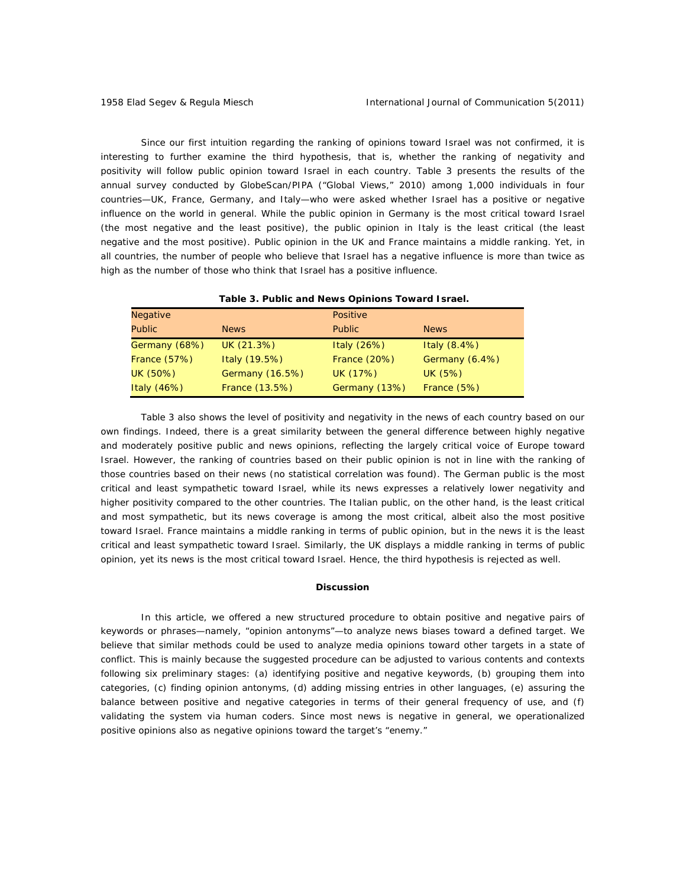Since our first intuition regarding the ranking of opinions toward Israel was not confirmed, it is interesting to further examine the third hypothesis, that is, whether the ranking of negativity and positivity will follow public opinion toward Israel in each country. Table 3 presents the results of the annual survey conducted by GlobeScan/PIPA ("Global Views," 2010) among 1,000 individuals in four countries—UK, France, Germany, and Italy—who were asked whether Israel has a positive or negative influence on the world in general. While the public opinion in Germany is the most critical toward Israel (the most negative and the least positive), the public opinion in Italy is the least critical (the least negative and the most positive). Public opinion in the UK and France maintains a middle ranking. Yet, in all countries, the number of people who believe that Israel has a negative influence is more than twice as high as the number of those who think that Israel has a positive influence.

**Table 3. Public and News Opinions Toward Israel.**

| Negative | | Positive | |
|---|---|---|---|
| Public | News | Public | News |
| Germany (68%) | UK (21.3%) | Italy (26%) | Italy (8.4%) |
| France (57%) | Italy (19.5%) | France (20%) | Germany (6.4%) |
| UK (50%) | Germany (16.5%) | UK (17%) | UK (5%) |
| Italy (46%) | France (13.5%) | Germany (13%) | France (5%) |

Table 3 also shows the level of positivity and negativity in the news of each country based on our own findings. Indeed, there is a great similarity between the general difference between highly negative and moderately positive public and news opinions, reflecting the largely critical voice of Europe toward Israel. However, the ranking of countries based on their public opinion is not in line with the ranking of those countries based on their news (no statistical correlation was found). The German public is the most critical and least sympathetic toward Israel, while its news expresses a relatively lower negativity and higher positivity compared to the other countries. The Italian public, on the other hand, is the least critical and most sympathetic, but its news coverage is among the most critical, albeit also the most positive toward Israel. France maintains a middle ranking in terms of public opinion, but in the news it is the least critical and least sympathetic toward Israel. Similarly, the UK displays a middle ranking in terms of public opinion, yet its news is the most critical toward Israel. Hence, the third hypothesis is rejected as well.

## Discussion

In this article, we offered a new structured procedure to obtain positive and negative pairs of keywords or phrases—namely, "opinion antonyms"—to analyze news biases toward a defined target. We believe that similar methods could be used to analyze media opinions toward other targets in a state of conflict. This is mainly because the suggested procedure can be adjusted to various contents and contexts following six preliminary stages: (a) identifying positive and negative keywords, (b) grouping them into categories, (c) finding opinion antonyms, (d) adding missing entries in other languages, (e) assuring the balance between positive and negative categories in terms of their general frequency of use, and (f) validating the system via human coders. Since most news is negative in general, we operationalized positive opinions also as negative opinions toward the target's "enemy."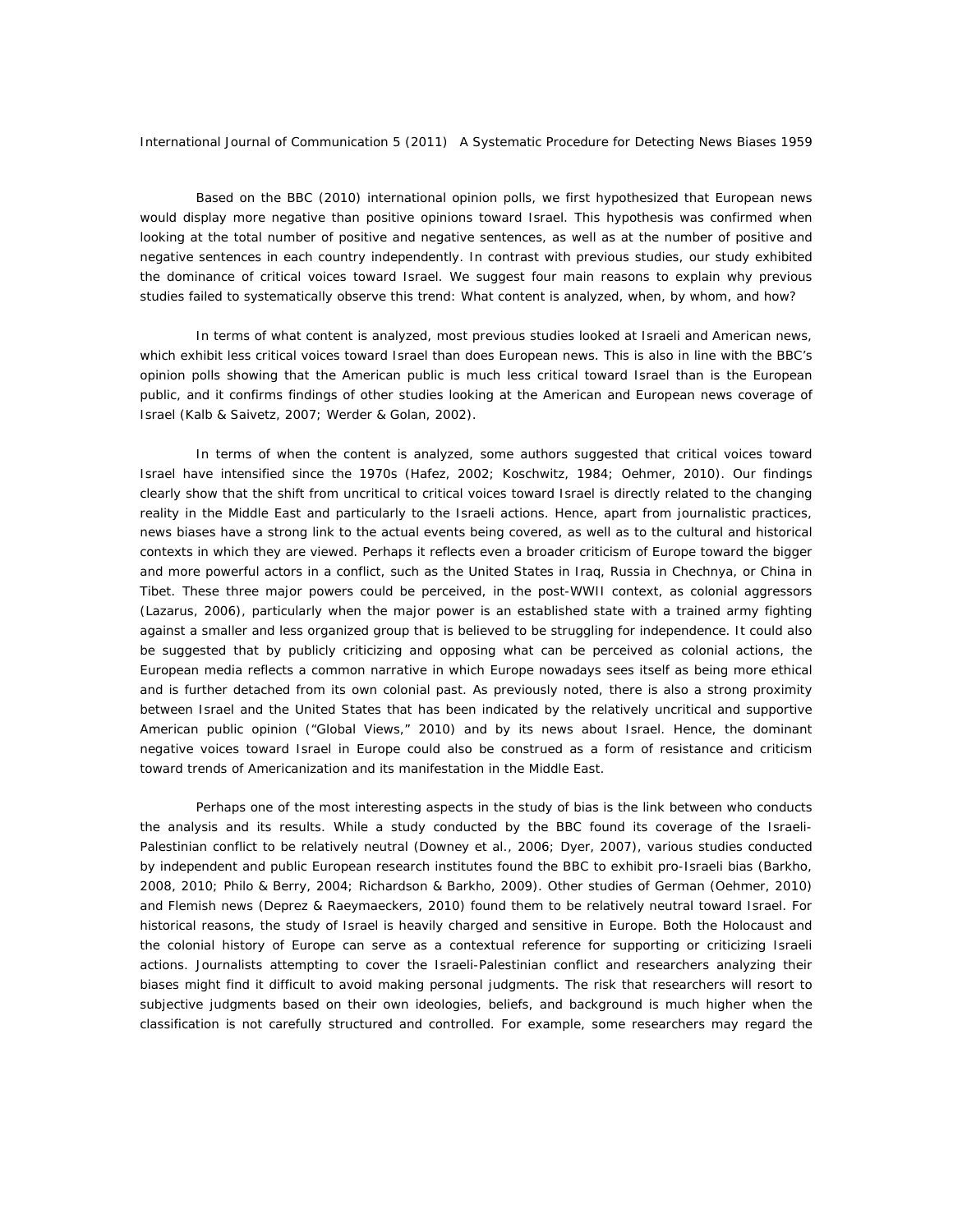Based on the BBC (2010) international opinion polls, we first hypothesized that European news would display more negative than positive opinions toward Israel. This hypothesis was confirmed when looking at the total number of positive and negative sentences, as well as at the number of positive and negative sentences in each country independently. In contrast with previous studies, our study exhibited the dominance of critical voices toward Israel. We suggest four main reasons to explain why previous studies failed to systematically observe this trend: What content is analyzed, when, by whom, and how?

In terms of what content is analyzed, most previous studies looked at Israeli and American news, which exhibit less critical voices toward Israel than does European news. This is also in line with the BBC's opinion polls showing that the American public is much less critical toward Israel than is the European public, and it confirms findings of other studies looking at the American and European news coverage of Israel (Kalb & Saivetz, 2007; Werder & Golan, 2002).

In terms of when the content is analyzed, some authors suggested that critical voices toward Israel have intensified since the 1970s (Hafez, 2002; Koschwitz, 1984; Oehmer, 2010). Our findings clearly show that the shift from uncritical to critical voices toward Israel is directly related to the changing reality in the Middle East and particularly to the Israeli actions. Hence, apart from journalistic practices, news biases have a strong link to the actual events being covered, as well as to the cultural and historical contexts in which they are viewed. Perhaps it reflects even a broader criticism of Europe toward the bigger and more powerful actors in a conflict, such as the United States in Iraq, Russia in Chechnya, or China in Tibet. These three major powers could be perceived, in the post-WWII context, as colonial aggressors (Lazarus, 2006), particularly when the major power is an established state with a trained army fighting against a smaller and less organized group that is believed to be struggling for independence. It could also be suggested that by publicly criticizing and opposing what can be perceived as colonial actions, the European media reflects a common narrative in which Europe nowadays sees itself as being more ethical and is further detached from its own colonial past. As previously noted, there is also a strong proximity between Israel and the United States that has been indicated by the relatively uncritical and supportive American public opinion ("Global Views," 2010) and by its news about Israel. Hence, the dominant negative voices toward Israel in Europe could also be construed as a form of resistance and criticism toward trends of Americanization and its manifestation in the Middle East.

Perhaps one of the most interesting aspects in the study of bias is the link between who conducts the analysis and its results. While a study conducted by the BBC found its coverage of the Israeli-Palestinian conflict to be relatively neutral (Downey et al., 2006; Dyer, 2007), various studies conducted by independent and public European research institutes found the BBC to exhibit pro-Israeli bias (Barkho, 2008, 2010; Philo & Berry, 2004; Richardson & Barkho, 2009). Other studies of German (Oehmer, 2010) and Flemish news (Deprez & Raeymaeckers, 2010) found them to be relatively neutral toward Israel. For historical reasons, the study of Israel is heavily charged and sensitive in Europe. Both the Holocaust and the colonial history of Europe can serve as a contextual reference for supporting or criticizing Israeli actions. Journalists attempting to cover the Israeli-Palestinian conflict and researchers analyzing their biases might find it difficult to avoid making personal judgments. The risk that researchers will resort to subjective judgments based on their own ideologies, beliefs, and background is much higher when the classification is not carefully structured and controlled. For example, some researchers may regard the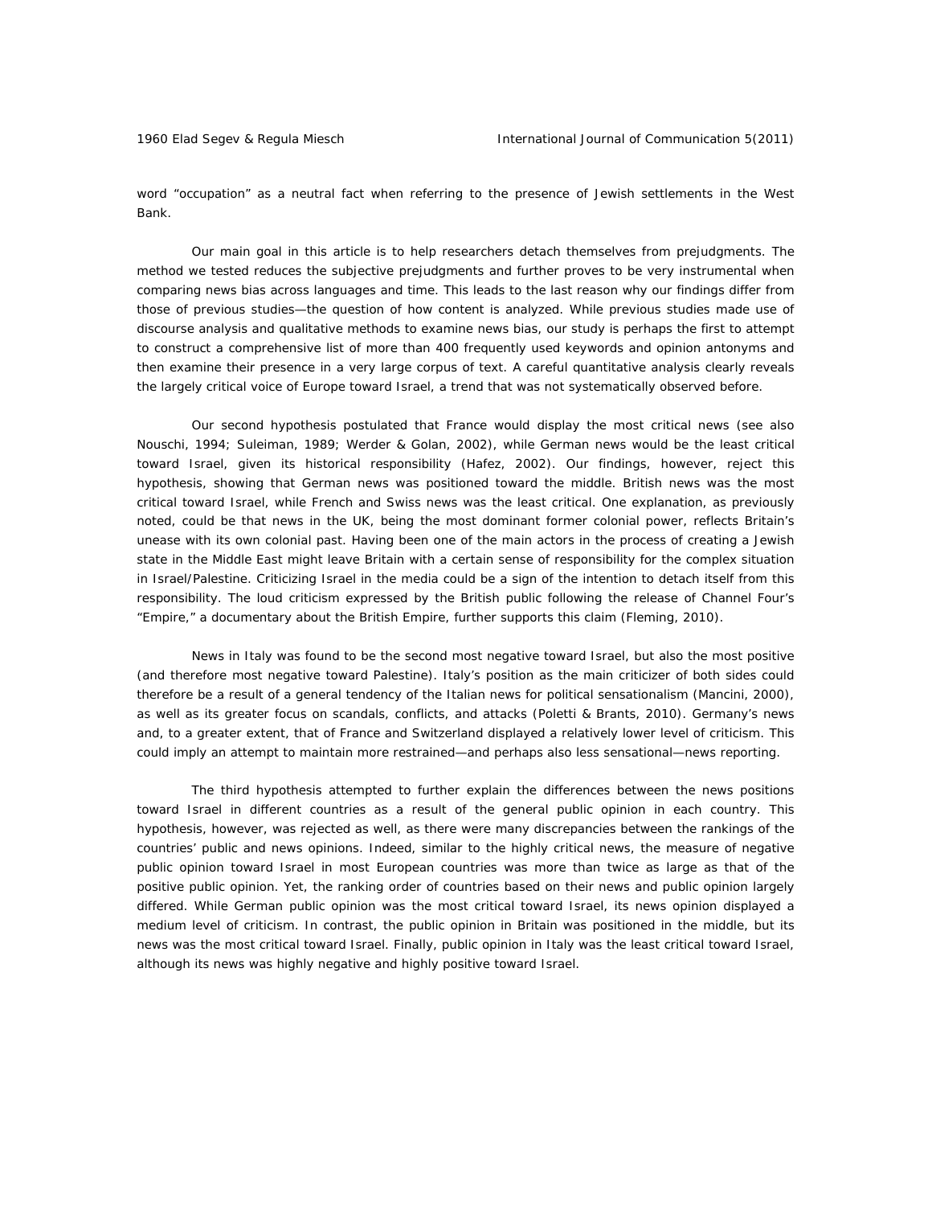word “occupation” as a neutral fact when referring to the presence of Jewish settlements in the West Bank.

Our main goal in this article is to help researchers detach themselves from prejudgments. The method we tested reduces the subjective prejudgments and further proves to be very instrumental when comparing news bias across languages and time. This leads to the last reason why our findings differ from those of previous studies—the question of how content is analyzed. While previous studies made use of discourse analysis and qualitative methods to examine news bias, our study is perhaps the first to attempt to construct a comprehensive list of more than 400 frequently used keywords and opinion antonyms and then examine their presence in a very large corpus of text. A careful quantitative analysis clearly reveals the largely critical voice of Europe toward Israel, a trend that was not systematically observed before.

Our second hypothesis postulated that France would display the most critical news (see also Nouschi, 1994; Suleiman, 1989; Werder & Golan, 2002), while German news would be the least critical toward Israel, given its historical responsibility (Hafez, 2002). Our findings, however, reject this hypothesis, showing that German news was positioned toward the middle. British news was the most critical toward Israel, while French and Swiss news was the least critical. One explanation, as previously noted, could be that news in the UK, being the most dominant former colonial power, reflects Britain’s unease with its own colonial past. Having been one of the main actors in the process of creating a Jewish state in the Middle East might leave Britain with a certain sense of responsibility for the complex situation in Israel/Palestine. Criticizing Israel in the media could be a sign of the intention to detach itself from this responsibility. The loud criticism expressed by the British public following the release of Channel Four’s “Empire,” a documentary about the British Empire, further supports this claim (Fleming, 2010).

News in Italy was found to be the second most negative toward Israel, but also the most positive (and therefore most negative toward Palestine). Italy’s position as the main criticizer of both sides could therefore be a result of a general tendency of the Italian news for political sensationalism (Mancini, 2000), as well as its greater focus on scandals, conflicts, and attacks (Poletti & Brants, 2010). Germany’s news and, to a greater extent, that of France and Switzerland displayed a relatively lower level of criticism. This could imply an attempt to maintain more restrained—and perhaps also less sensational—news reporting.

The third hypothesis attempted to further explain the differences between the news positions toward Israel in different countries as a result of the general public opinion in each country. This hypothesis, however, was rejected as well, as there were many discrepancies between the rankings of the countries’ public and news opinions. Indeed, similar to the highly critical news, the measure of negative public opinion toward Israel in most European countries was more than twice as large as that of the positive public opinion. Yet, the ranking order of countries based on their news and public opinion largely differed. While German public opinion was the most critical toward Israel, its news opinion displayed a medium level of criticism. In contrast, the public opinion in Britain was positioned in the middle, but its news was the most critical toward Israel. Finally, public opinion in Italy was the least critical toward Israel, although its news was highly negative and highly positive toward Israel.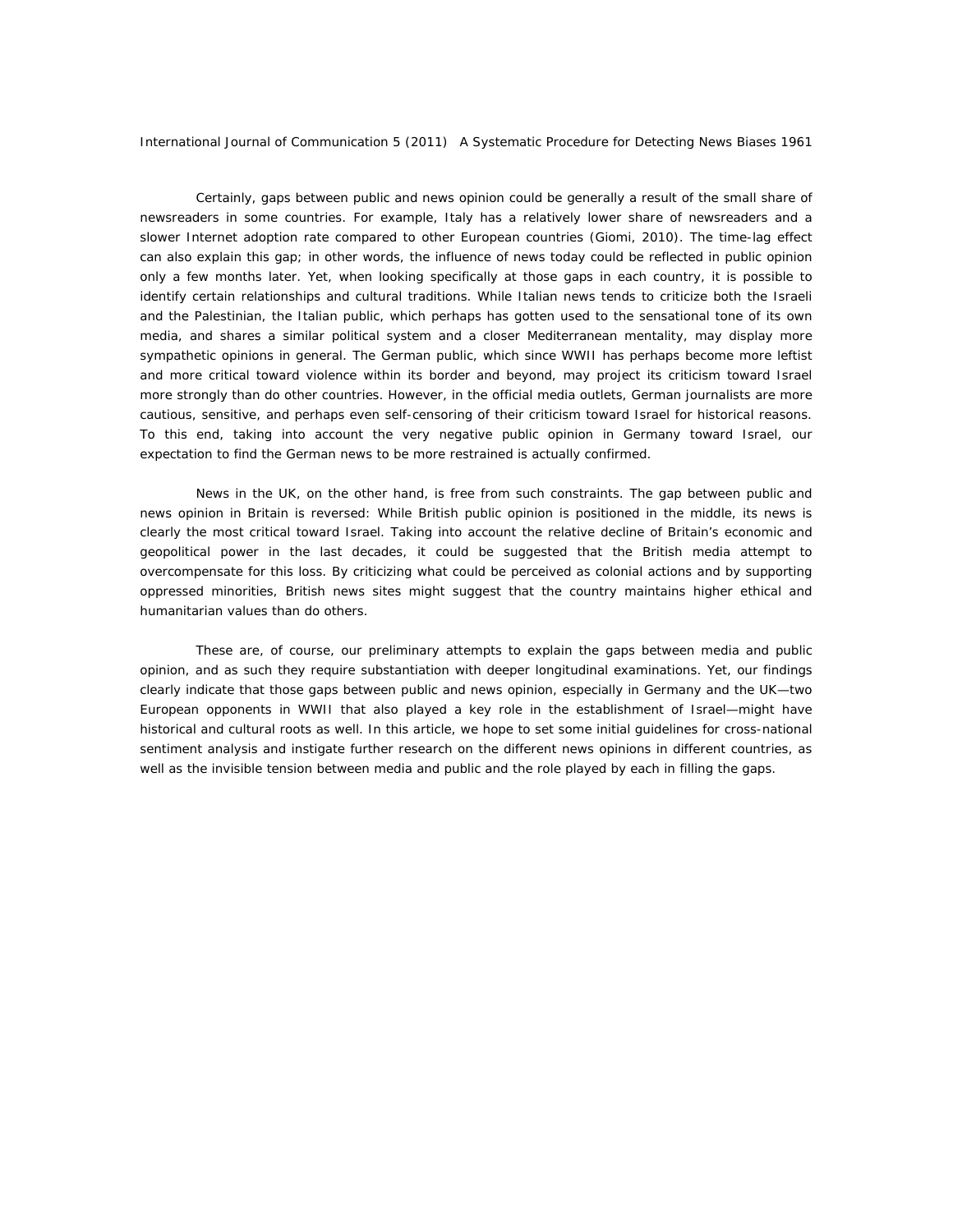Certainly, gaps between public and news opinion could be generally a result of the small share of newsreaders in some countries. For example, Italy has a relatively lower share of newsreaders and a slower Internet adoption rate compared to other European countries (Giomi, 2010). The time-lag effect can also explain this gap; in other words, the influence of news today could be reflected in public opinion only a few months later. Yet, when looking specifically at those gaps in each country, it is possible to identify certain relationships and cultural traditions. While Italian news tends to criticize both the Israeli and the Palestinian, the Italian public, which perhaps has gotten used to the sensational tone of its own media, and shares a similar political system and a closer Mediterranean mentality, may display more sympathetic opinions in general. The German public, which since WWII has perhaps become more leftist and more critical toward violence within its border and beyond, may project its criticism toward Israel more strongly than do other countries. However, in the official media outlets, German journalists are more cautious, sensitive, and perhaps even self-censoring of their criticism toward Israel for historical reasons. To this end, taking into account the very negative public opinion in Germany toward Israel, our expectation to find the German news to be more restrained is actually confirmed.

News in the UK, on the other hand, is free from such constraints. The gap between public and news opinion in Britain is reversed: While British public opinion is positioned in the middle, its news is clearly the most critical toward Israel. Taking into account the relative decline of Britain's economic and geopolitical power in the last decades, it could be suggested that the British media attempt to overcompensate for this loss. By criticizing what could be perceived as colonial actions and by supporting oppressed minorities, British news sites might suggest that the country maintains higher ethical and humanitarian values than do others.

These are, of course, our preliminary attempts to explain the gaps between media and public opinion, and as such they require substantiation with deeper longitudinal examinations. Yet, our findings clearly indicate that those gaps between public and news opinion, especially in Germany and the UK—two European opponents in WWII that also played a key role in the establishment of Israel—might have historical and cultural roots as well. In this article, we hope to set some initial guidelines for cross-national sentiment analysis and instigate further research on the different news opinions in different countries, as well as the invisible tension between media and public and the role played by each in filling the gaps.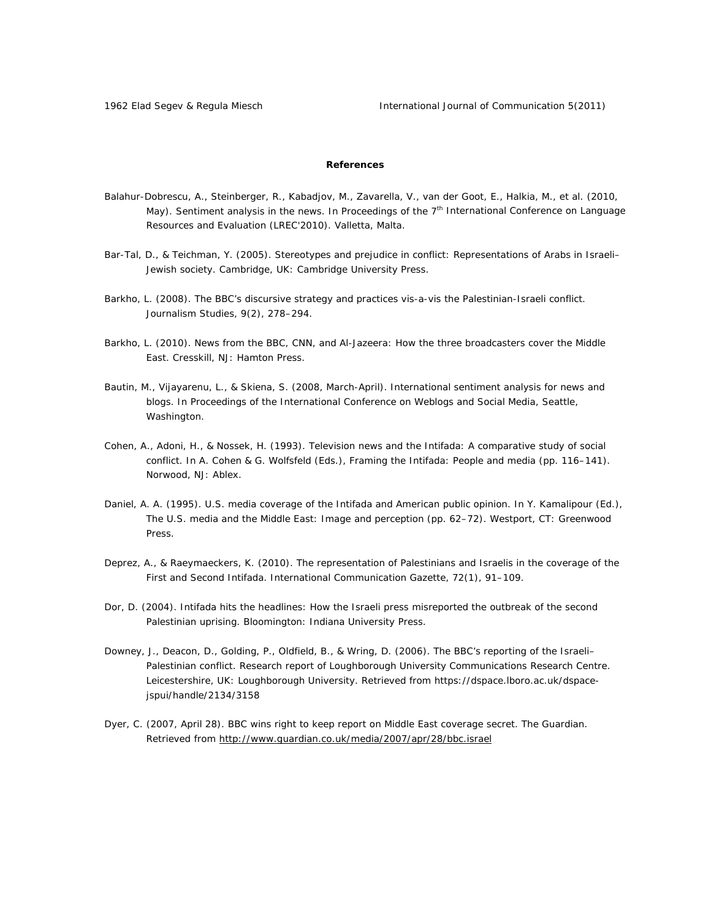**References**

Balahur-Dobrescu, A., Steinberger, R., Kabadjov, M., Zavarella, V., van der Goot, E., Halkia, M., et al. (2010, May). Sentiment analysis in the news. In *Proceedings of the 7th International Conference on Language Resources and Evaluation (LREC'2010)*. Valletta, Malta.

Bar-Tal, D., & Teichman, Y. (2005). *Stereotypes and prejudice in conflict: Representations of Arabs in Israeli–Jewish society*. Cambridge, UK: Cambridge University Press.

Barkho, L. (2008). The BBC's discursive strategy and practices vis-a-vis the Palestinian-Israeli conflict. *Journalism Studies, 9*(2), 278–294.

Barkho, L. (2010). *News from the BBC, CNN, and Al-Jazeera: How the three broadcasters cover the Middle East*. Cresskill, NJ: Hamton Press.

Bautin, M., Vijayarenu, L., & Skiena, S. (2008, March-April). International sentiment analysis for news and blogs. In *Proceedings of the International Conference on Weblogs and Social Media*, Seattle, Washington.

Cohen, A., Adoni, H., & Nossek, H. (1993). Television news and the Intifada: A comparative study of social conflict. In A. Cohen & G. Wolfsfeld (Eds.), *Framing the Intifada: People and media* (pp. 116–141). Norwood, NJ: Ablex.

Daniel, A. A. (1995). U.S. media coverage of the Intifada and American public opinion. In Y. Kamalipour (Ed.), *The U.S. media and the Middle East: Image and perception* (pp. 62–72). Westport, CT: Greenwood Press.

Deprez, A., & Raeymaeckers, K. (2010). The representation of Palestinians and Israelis in the coverage of the First and Second Intifada. *International Communication Gazette, 72*(1), 91–109.

Dor, D. (2004). *Intifada hits the headlines: How the Israeli press misreported the outbreak of the second Palestinian uprising*. Bloomington: Indiana University Press.

Downey, J., Deacon, D., Golding, P., Oldfield, B., & Wring, D. (2006). *The BBC's reporting of the Israeli–Palestinian conflict*. Research report of Loughborough University Communications Research Centre. Leicestershire, UK: Loughborough University. Retrieved from https://dspace.lboro.ac.uk/dspace-jspui/handle/2134/3158

Dyer, C. (2007, April 28). BBC wins right to keep report on Middle East coverage secret. *The Guardian*. Retrieved from http://www.guardian.co.uk/media/2007/apr/28/bbc.israel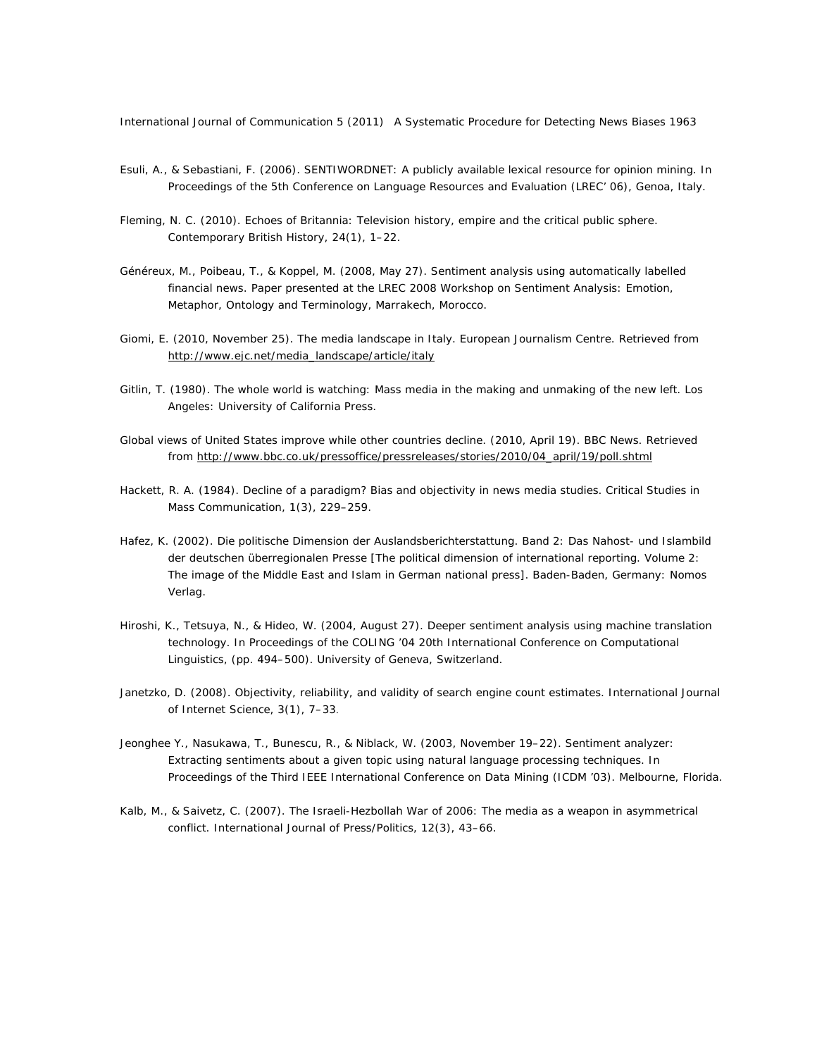Esuli, A., & Sebastiani, F. (2006). SENTIWORDNET: A publicly available lexical resource for opinion mining. In Proceedings of the 5th Conference on Language Resources and Evaluation (LREC' 06), Genoa, Italy.

Fleming, N. C. (2010). Echoes of Britannia: Television history, empire and the critical public sphere. Contemporary British History, 24(1), 1–22.

Généreux, M., Poibeau, T., & Koppel, M. (2008, May 27). Sentiment analysis using automatically labelled financial news. Paper presented at the LREC 2008 Workshop on Sentiment Analysis: Emotion, Metaphor, Ontology and Terminology, Marrakech, Morocco.

Giomi, E. (2010, November 25). The media landscape in Italy. European Journalism Centre. Retrieved from http://www.ejc.net/media_landscape/article/italy

Gitlin, T. (1980). The whole world is watching: Mass media in the making and unmaking of the new left. Los Angeles: University of California Press.

Global views of United States improve while other countries decline. (2010, April 19). BBC News. Retrieved from http://www.bbc.co.uk/pressoffice/pressreleases/stories/2010/04_april/19/poll.shtml

Hackett, R. A. (1984). Decline of a paradigm? Bias and objectivity in news media studies. Critical Studies in Mass Communication, 1(3), 229–259.

Hafez, K. (2002). Die politische Dimension der Auslandsberichterstattung. Band 2: Das Nahost- und Islambild der deutschen überregionalen Presse [The political dimension of international reporting. Volume 2: The image of the Middle East and Islam in German national press]. Baden-Baden, Germany: Nomos Verlag.

Hiroshi, K., Tetsuya, N., & Hideo, W. (2004, August 27). Deeper sentiment analysis using machine translation technology. In Proceedings of the COLING '04 20th International Conference on Computational Linguistics, (pp. 494–500). University of Geneva, Switzerland.

Janetzko, D. (2008). Objectivity, reliability, and validity of search engine count estimates. International Journal of Internet Science, 3(1), 7–33.

Jeonghee Y., Nasukawa, T., Bunescu, R., & Niblack, W. (2003, November 19–22). Sentiment analyzer: Extracting sentiments about a given topic using natural language processing techniques. In Proceedings of the Third IEEE International Conference on Data Mining (ICDM '03). Melbourne, Florida.

Kalb, M., & Saivetz, C. (2007). The Israeli-Hezbollah War of 2006: The media as a weapon in asymmetrical conflict. International Journal of Press/Politics, 12(3), 43–66.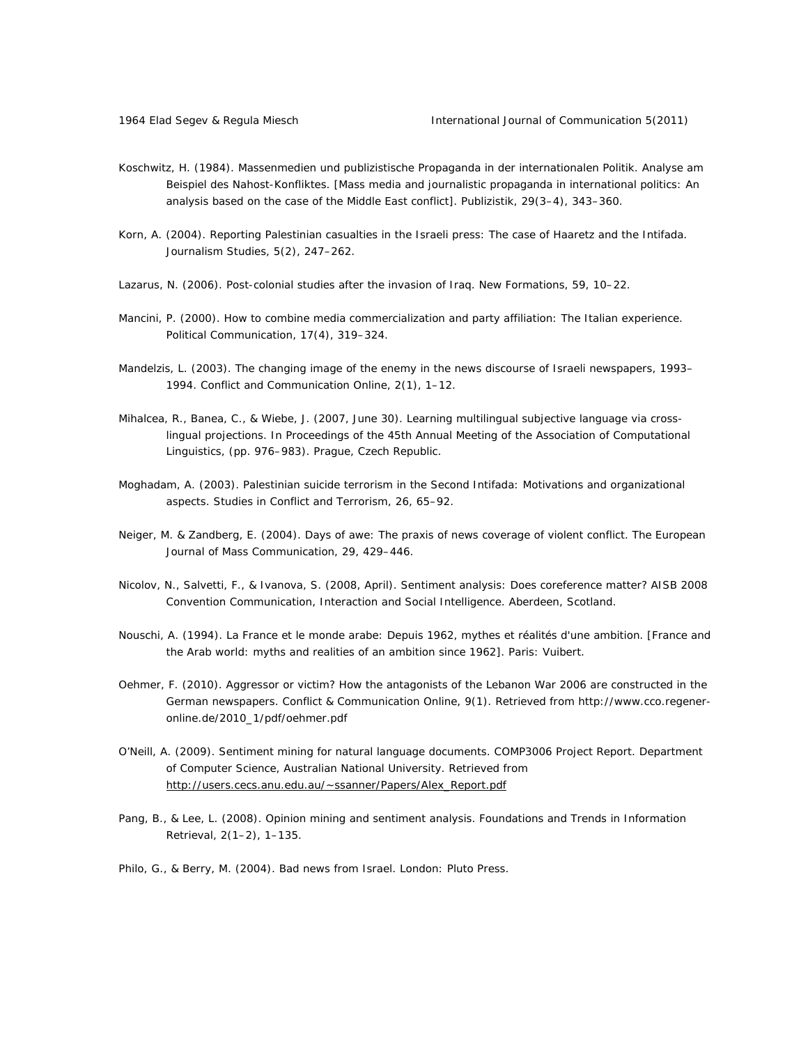Koschwitz, H. (1984). Massenmedien und publizistische Propaganda in der internationalen Politik. Analyse am Beispiel des Nahost-Konfliktes. [Mass media and journalistic propaganda in international politics: An analysis based on the case of the Middle East conflict]. Publizistik, 29(3–4), 343–360.

Korn, A. (2004). Reporting Palestinian casualties in the Israeli press: The case of Haaretz and the Intifada. Journalism Studies, 5(2), 247–262.

Lazarus, N. (2006). Post-colonial studies after the invasion of Iraq. New Formations, 59, 10–22.

Mancini, P. (2000). How to combine media commercialization and party affiliation: The Italian experience. Political Communication, 17(4), 319–324.

Mandelzis, L. (2003). The changing image of the enemy in the news discourse of Israeli newspapers, 1993–1994. Conflict and Communication Online, 2(1), 1–12.

Mihalcea, R., Banea, C., & Wiebe, J. (2007, June 30). Learning multilingual subjective language via cross-lingual projections. In Proceedings of the 45th Annual Meeting of the Association of Computational Linguistics, (pp. 976–983). Prague, Czech Republic.

Moghadam, A. (2003). Palestinian suicide terrorism in the Second Intifada: Motivations and organizational aspects. Studies in Conflict and Terrorism, 26, 65–92.

Neiger, M. & Zandberg, E. (2004). Days of awe: The praxis of news coverage of violent conflict. The European Journal of Mass Communication, 29, 429–446.

Nicolov, N., Salvetti, F., & Ivanova, S. (2008, April). Sentiment analysis: Does coreference matter? AISB 2008 Convention Communication, Interaction and Social Intelligence. Aberdeen, Scotland.

Nouschi, A. (1994). La France et le monde arabe: Depuis 1962, mythes et réalités d'une ambition. [France and the Arab world: myths and realities of an ambition since 1962]. Paris: Vuibert.

Oehmer, F. (2010). Aggressor or victim? How the antagonists of the Lebanon War 2006 are constructed in the German newspapers. Conflict & Communication Online, 9(1). Retrieved from http://www.cco.regener-online.de/2010_1/pdf/oehmer.pdf

O'Neill, A. (2009). Sentiment mining for natural language documents. COMP3006 Project Report. Department of Computer Science, Australian National University. Retrieved from http://users.cecs.anu.edu.au/~ssanner/Papers/Alex_Report.pdf

Pang, B., & Lee, L. (2008). Opinion mining and sentiment analysis. Foundations and Trends in Information Retrieval, 2(1–2), 1–135.

Philo, G., & Berry, M. (2004). Bad news from Israel. London: Pluto Press.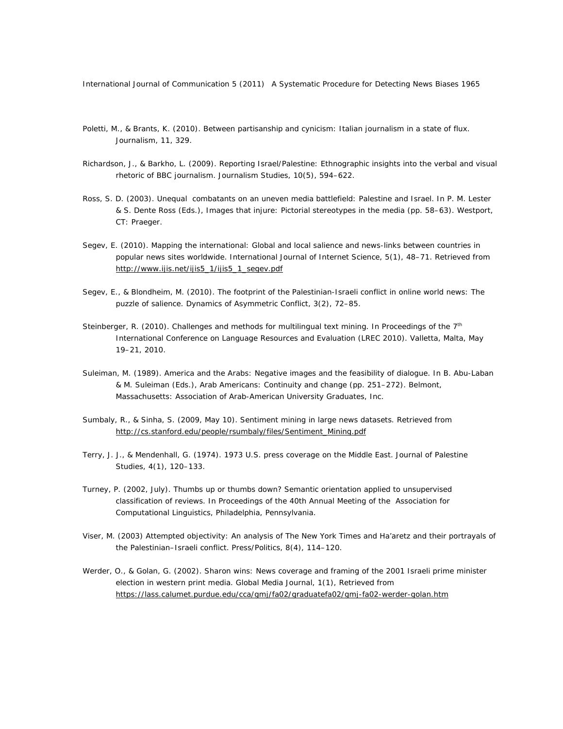Poletti, M., & Brants, K. (2010). Between partisanship and cynicism: Italian journalism in a state of flux. *Journalism, 11*, 329.

Richardson, J., & Barkho, L. (2009). Reporting Israel/Palestine: Ethnographic insights into the verbal and visual rhetoric of BBC journalism. *Journalism Studies, 10*(5), 594–622.

Ross, S. D. (2003). Unequal combatants on an uneven media battlefield: Palestine and Israel. In P. M. Lester & S. Dente Ross (Eds.), *Images that injure: Pictorial stereotypes in the media* (pp. 58–63). Westport, CT: Praeger.

Segev, E. (2010). Mapping the international: Global and local salience and news-links between countries in popular news sites worldwide. *International Journal of Internet Science, 5*(1), 48–71. Retrieved from http://www.ijis.net/ijis5_1/ijis5_1_segev.pdf

Segev, E., & Blondheim, M. (2010). The footprint of the Palestinian-Israeli conflict in online world news: The puzzle of salience. *Dynamics of Asymmetric Conflict, 3*(2), 72–85.

Steinberger, R. (2010). Challenges and methods for multilingual text mining. In *Proceedings of the 7th International Conference on Language Resources and Evaluation (LREC 2010)*. Valletta, Malta, May 19–21, 2010.

Suleiman, M. (1989). America and the Arabs: Negative images and the feasibility of dialogue. In B. Abu-Laban & M. Suleiman (Eds.), *Arab Americans: Continuity and change* (pp. 251–272). Belmont, Massachusetts: Association of Arab-American University Graduates, Inc.

Sumbaly, R., & Sinha, S. (2009, May 10). *Sentiment mining in large news datasets*. Retrieved from http://cs.stanford.edu/people/rsumbaly/files/Sentiment_Mining.pdf

Terry, J. J., & Mendenhall, G. (1974). 1973 U.S. press coverage on the Middle East. *Journal of Palestine Studies, 4*(1), 120–133.

Turney, P. (2002, July). Thumbs up or thumbs down? Semantic orientation applied to unsupervised classification of reviews. In *Proceedings of the 40th Annual Meeting of the Association for Computational Linguistics*, Philadelphia, Pennsylvania.

Viser, M. (2003) Attempted objectivity: An analysis of The New York Times and Ha'aretz and their portrayals of the Palestinian–Israeli conflict. *Press/Politics, 8*(4), 114–120.

Werder, O., & Golan, G. (2002). Sharon wins: News coverage and framing of the 2001 Israeli prime minister election in western print media. *Global Media Journal, 1*(1), Retrieved from https://lass.calumet.purdue.edu/cca/gmj/fa02/graduatefa02/gmj-fa02-werder-golan.htm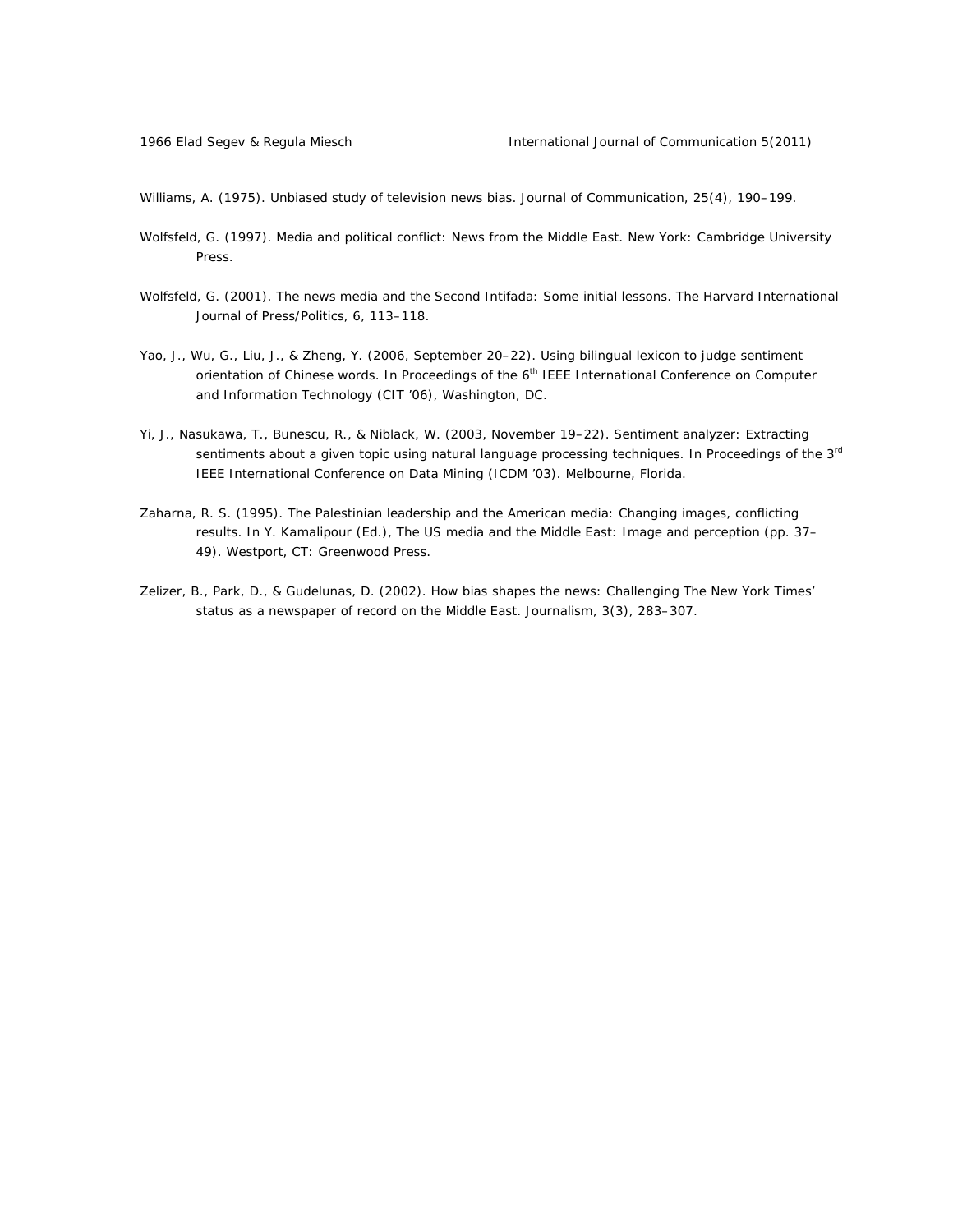Williams, A. (1975). Unbiased study of television news bias. Journal of Communication, 25(4), 190–199.

Wolfsfeld, G. (1997). Media and political conflict: News from the Middle East. New York: Cambridge University Press.

Wolfsfeld, G. (2001). The news media and the Second Intifada: Some initial lessons. The Harvard International Journal of Press/Politics, 6, 113–118.

Yao, J., Wu, G., Liu, J., & Zheng, Y. (2006, September 20–22). Using bilingual lexicon to judge sentiment orientation of Chinese words. In Proceedings of the 6th IEEE International Conference on Computer and Information Technology (CIT '06), Washington, DC.

Yi, J., Nasukawa, T., Bunescu, R., & Niblack, W. (2003, November 19–22). Sentiment analyzer: Extracting sentiments about a given topic using natural language processing techniques. In Proceedings of the 3rd IEEE International Conference on Data Mining (ICDM '03). Melbourne, Florida.

Zaharna, R. S. (1995). The Palestinian leadership and the American media: Changing images, conflicting results. In Y. Kamalipour (Ed.), The US media and the Middle East: Image and perception (pp. 37–49). Westport, CT: Greenwood Press.

Zelizer, B., Park, D., & Gudelunas, D. (2002). How bias shapes the news: Challenging The New York Times' status as a newspaper of record on the Middle East. Journalism, 3(3), 283–307.